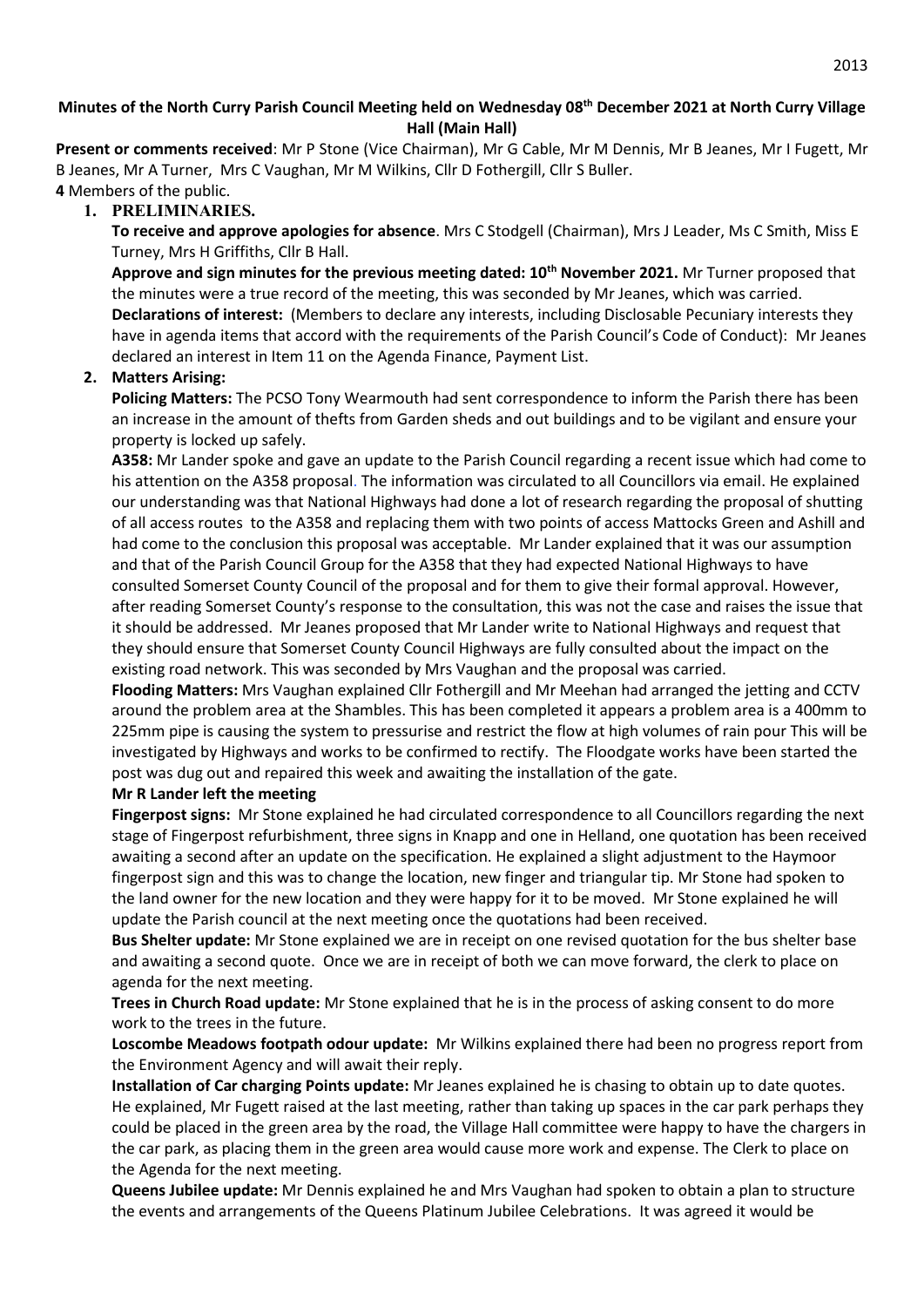**Minutes of the North Curry Parish Council Meeting held on Wednesday 08th December 2021 at North Curry Village Hall (Main Hall)**

**Present or comments received**: Mr P Stone (Vice Chairman), Mr G Cable, Mr M Dennis, Mr B Jeanes, Mr I Fugett, Mr B Jeanes, Mr A Turner, Mrs C Vaughan, Mr M Wilkins, Cllr D Fothergill, Cllr S Buller.

**4** Members of the public.

1. **PRELIMINARIES.**

   **To receive and approve apologies for absence**. Mrs C Stodgell (Chairman), Mrs J Leader, Ms C Smith, Miss E Turney, Mrs H Griffiths, Cllr B Hall.

   **Approve and sign minutes for the previous meeting dated: 10th November 2021.** Mr Turner proposed that the minutes were a true record of the meeting, this was seconded by Mr Jeanes, which was carried.

   **Declarations of interest:** (Members to declare any interests, including Disclosable Pecuniary interests they have in agenda items that accord with the requirements of the Parish Council's Code of Conduct): Mr Jeanes declared an interest in Item 11 on the Agenda Finance, Payment List.

2. **Matters Arising:**

   **Policing Matters:** The PCSO Tony Wearmouth had sent correspondence to inform the Parish there has been an increase in the amount of thefts from Garden sheds and out buildings and to be vigilant and ensure your property is locked up safely.

   **A358:** Mr Lander spoke and gave an update to the Parish Council regarding a recent issue which had come to his attention on the A358 proposal. The information was circulated to all Councillors via email. He explained our understanding was that National Highways had done a lot of research regarding the proposal of shutting of all access routes to the A358 and replacing them with two points of access Mattocks Green and Ashill and had come to the conclusion this proposal was acceptable. Mr Lander explained that it was our assumption and that of the Parish Council Group for the A358 that they had expected National Highways to have consulted Somerset County Council of the proposal and for them to give their formal approval. However, after reading Somerset County's response to the consultation, this was not the case and raises the issue that it should be addressed. Mr Jeanes proposed that Mr Lander write to National Highways and request that they should ensure that Somerset County Council Highways are fully consulted about the impact on the existing road network. This was seconded by Mrs Vaughan and the proposal was carried.

   **Flooding Matters:** Mrs Vaughan explained Cllr Fothergill and Mr Meehan had arranged the jetting and CCTV around the problem area at the Shambles. This has been completed it appears a problem area is a 400mm to 225mm pipe is causing the system to pressurise and restrict the flow at high volumes of rain pour This will be investigated by Highways and works to be confirmed to rectify. The Floodgate works have been started the post was dug out and repaired this week and awaiting the installation of the gate.

   **Mr R Lander left the meeting**

   **Fingerpost signs:** Mr Stone explained he had circulated correspondence to all Councillors regarding the next stage of Fingerpost refurbishment, three signs in Knapp and one in Helland, one quotation has been received awaiting a second after an update on the specification. He explained a slight adjustment to the Haymoor fingerpost sign and this was to change the location, new finger and triangular tip. Mr Stone had spoken to the land owner for the new location and they were happy for it to be moved. Mr Stone explained he will update the Parish council at the next meeting once the quotations had been received.

   **Bus Shelter update:** Mr Stone explained we are in receipt on one revised quotation for the bus shelter base and awaiting a second quote. Once we are in receipt of both we can move forward, the clerk to place on agenda for the next meeting.

   **Trees in Church Road update:** Mr Stone explained that he is in the process of asking consent to do more work to the trees in the future.

   **Loscombe Meadows footpath odour update:** Mr Wilkins explained there had been no progress report from the Environment Agency and will await their reply.

   **Installation of Car charging Points update:** Mr Jeanes explained he is chasing to obtain up to date quotes. He explained, Mr Fugett raised at the last meeting, rather than taking up spaces in the car park perhaps they could be placed in the green area by the road, the Village Hall committee were happy to have the chargers in the car park, as placing them in the green area would cause more work and expense. The Clerk to place on the Agenda for the next meeting.

   **Queens Jubilee update:** Mr Dennis explained he and Mrs Vaughan had spoken to obtain a plan to structure the events and arrangements of the Queens Platinum Jubilee Celebrations. It was agreed it would be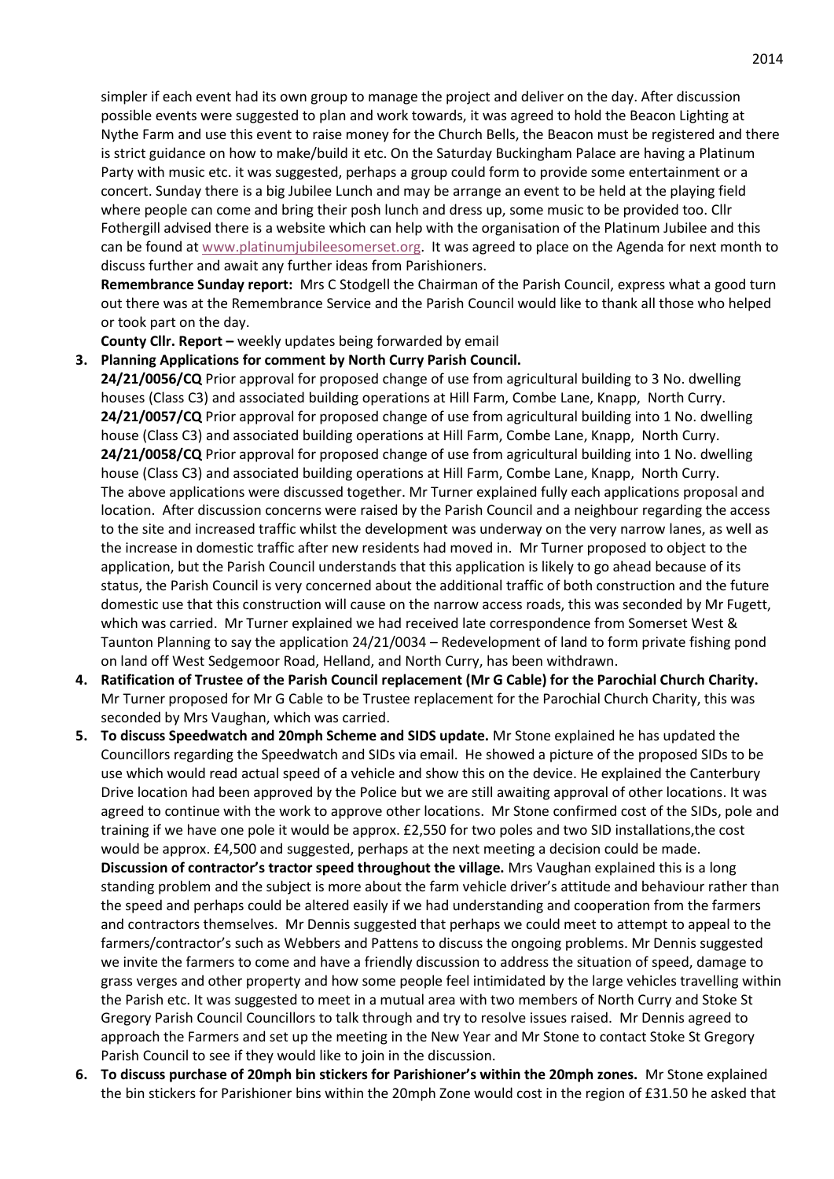simpler if each event had its own group to manage the project and deliver on the day. After discussion possible events were suggested to plan and work towards, it was agreed to hold the Beacon Lighting at Nythe Farm and use this event to raise money for the Church Bells, the Beacon must be registered and there is strict guidance on how to make/build it etc. On the Saturday Buckingham Palace are having a Platinum Party with music etc. it was suggested, perhaps a group could form to provide some entertainment or a concert. Sunday there is a big Jubilee Lunch and may be arrange an event to be held at the playing field where people can come and bring their posh lunch and dress up, some music to be provided too. Cllr Fothergill advised there is a website which can help with the organisation of the Platinum Jubilee and this can be found at www.platinumjubileesomerset.org. It was agreed to place on the Agenda for next month to discuss further and await any further ideas from Parishioners.

**Remembrance Sunday report:** Mrs C Stodgell the Chairman of the Parish Council, express what a good turn out there was at the Remembrance Service and the Parish Council would like to thank all those who helped or took part on the day.

**County Cllr. Report –** weekly updates being forwarded by email

3. **Planning Applications for comment by North Curry Parish Council.**

   **24/21/0056/CQ** Prior approval for proposed change of use from agricultural building to 3 No. dwelling houses (Class C3) and associated building operations at Hill Farm, Combe Lane, Knapp, North Curry.
   **24/21/0057/CQ** Prior approval for proposed change of use from agricultural building into 1 No. dwelling house (Class C3) and associated building operations at Hill Farm, Combe Lane, Knapp, North Curry.
   **24/21/0058/CQ** Prior approval for proposed change of use from agricultural building into 1 No. dwelling house (Class C3) and associated building operations at Hill Farm, Combe Lane, Knapp, North Curry.
   The above applications were discussed together. Mr Turner explained fully each applications proposal and location. After discussion concerns were raised by the Parish Council and a neighbour regarding the access to the site and increased traffic whilst the development was underway on the very narrow lanes, as well as the increase in domestic traffic after new residents had moved in. Mr Turner proposed to object to the application, but the Parish Council understands that this application is likely to go ahead because of its status, the Parish Council is very concerned about the additional traffic of both construction and the future domestic use that this construction will cause on the narrow access roads, this was seconded by Mr Fugett, which was carried. Mr Turner explained we had received late correspondence from Somerset West & Taunton Planning to say the application 24/21/0034 – Redevelopment of land to form private fishing pond on land off West Sedgemoor Road, Helland, and North Curry, has been withdrawn.

4. **Ratification of Trustee of the Parish Council replacement (Mr G Cable) for the Parochial Church Charity.** Mr Turner proposed for Mr G Cable to be Trustee replacement for the Parochial Church Charity, this was seconded by Mrs Vaughan, which was carried.

5. **To discuss Speedwatch and 20mph Scheme and SIDS update.** Mr Stone explained he has updated the Councillors regarding the Speedwatch and SIDs via email. He showed a picture of the proposed SIDs to be use which would read actual speed of a vehicle and show this on the device. He explained the Canterbury Drive location had been approved by the Police but we are still awaiting approval of other locations. It was agreed to continue with the work to approve other locations. Mr Stone confirmed cost of the SIDs, pole and training if we have one pole it would be approx. £2,550 for two poles and two SID installations,the cost would be approx. £4,500 and suggested, perhaps at the next meeting a decision could be made.

   **Discussion of contractor's tractor speed throughout the village.** Mrs Vaughan explained this is a long standing problem and the subject is more about the farm vehicle driver's attitude and behaviour rather than the speed and perhaps could be altered easily if we had understanding and cooperation from the farmers and contractors themselves. Mr Dennis suggested that perhaps we could meet to attempt to appeal to the farmers/contractor's such as Webbers and Pattens to discuss the ongoing problems. Mr Dennis suggested we invite the farmers to come and have a friendly discussion to address the situation of speed, damage to grass verges and other property and how some people feel intimidated by the large vehicles travelling within the Parish etc. It was suggested to meet in a mutual area with two members of North Curry and Stoke St Gregory Parish Council Councillors to talk through and try to resolve issues raised. Mr Dennis agreed to approach the Farmers and set up the meeting in the New Year and Mr Stone to contact Stoke St Gregory Parish Council to see if they would like to join in the discussion.

6. **To discuss purchase of 20mph bin stickers for Parishioner's within the 20mph zones.** Mr Stone explained the bin stickers for Parishioner bins within the 20mph Zone would cost in the region of £31.50 he asked that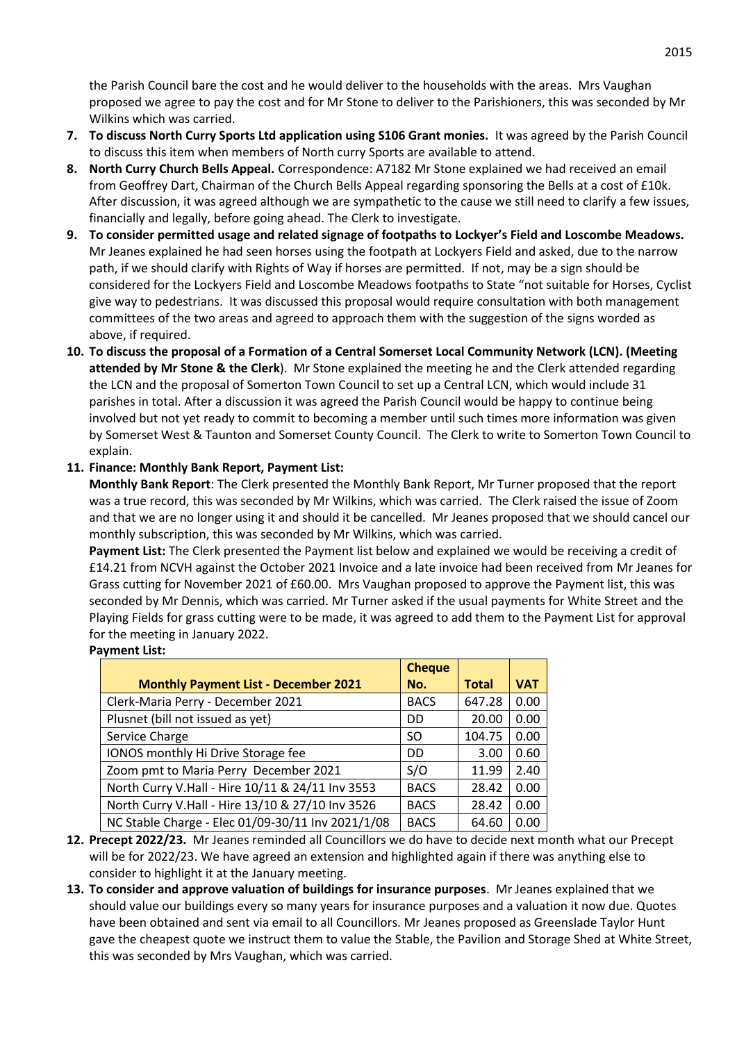the Parish Council bare the cost and he would deliver to the households with the areas. Mrs Vaughan proposed we agree to pay the cost and for Mr Stone to deliver to the Parishioners, this was seconded by Mr Wilkins which was carried.

7. **To discuss North Curry Sports Ltd application using S106 Grant monies.** It was agreed by the Parish Council to discuss this item when members of North curry Sports are available to attend.
8. **North Curry Church Bells Appeal.** Correspondence: A7182 Mr Stone explained we had received an email from Geoffrey Dart, Chairman of the Church Bells Appeal regarding sponsoring the Bells at a cost of £10k. After discussion, it was agreed although we are sympathetic to the cause we still need to clarify a few issues, financially and legally, before going ahead. The Clerk to investigate.
9. **To consider permitted usage and related signage of footpaths to Lockyer's Field and Loscombe Meadows.** Mr Jeanes explained he had seen horses using the footpath at Lockyers Field and asked, due to the narrow path, if we should clarify with Rights of Way if horses are permitted. If not, may be a sign should be considered for the Lockyers Field and Loscombe Meadows footpaths to State "not suitable for Horses, Cyclist give way to pedestrians. It was discussed this proposal would require consultation with both management committees of the two areas and agreed to approach them with the suggestion of the signs worded as above, if required.
10. **To discuss the proposal of a Formation of a Central Somerset Local Community Network (LCN). (Meeting attended by Mr Stone & the Clerk**). Mr Stone explained the meeting he and the Clerk attended regarding the LCN and the proposal of Somerton Town Council to set up a Central LCN, which would include 31 parishes in total. After a discussion it was agreed the Parish Council would be happy to continue being involved but not yet ready to commit to becoming a member until such times more information was given by Somerset West & Taunton and Somerset County Council. The Clerk to write to Somerton Town Council to explain.
11. **Finance: Monthly Bank Report, Payment List:**

    **Monthly Bank Report**: The Clerk presented the Monthly Bank Report, Mr Turner proposed that the report was a true record, this was seconded by Mr Wilkins, which was carried. The Clerk raised the issue of Zoom and that we are no longer using it and should it be cancelled. Mr Jeanes proposed that we should cancel our monthly subscription, this was seconded by Mr Wilkins, which was carried.

    **Payment List:** The Clerk presented the Payment list below and explained we would be receiving a credit of £14.21 from NCVH against the October 2021 Invoice and a late invoice had been received from Mr Jeanes for Grass cutting for November 2021 of £60.00. Mrs Vaughan proposed to approve the Payment list, this was seconded by Mr Dennis, which was carried. Mr Turner asked if the usual payments for White Street and the Playing Fields for grass cutting were to be made, it was agreed to add them to the Payment List for approval for the meeting in January 2022.

    **Payment List:**

| Monthly Payment List - December 2021 | Cheque No. | Total | VAT |
|---|---|---|---|
| Clerk-Maria Perry - December 2021 | BACS | 647.28 | 0.00 |
| Plusnet (bill not issued as yet) | DD | 20.00 | 0.00 |
| Service Charge | SO | 104.75 | 0.00 |
| IONOS monthly Hi Drive Storage fee | DD | 3.00 | 0.60 |
| Zoom pmt to Maria Perry December 2021 | S/O | 11.99 | 2.40 |
| North Curry V.Hall - Hire 10/11 & 24/11 Inv 3553 | BACS | 28.42 | 0.00 |
| North Curry V.Hall - Hire 13/10 & 27/10 Inv 3526 | BACS | 28.42 | 0.00 |
| NC Stable Charge - Elec 01/09-30/11 Inv 2021/1/08 | BACS | 64.60 | 0.00 |

12. **Precept 2022/23.** Mr Jeanes reminded all Councillors we do have to decide next month what our Precept will be for 2022/23. We have agreed an extension and highlighted again if there was anything else to consider to highlight it at the January meeting.
13. **To consider and approve valuation of buildings for insurance purposes**. Mr Jeanes explained that we should value our buildings every so many years for insurance purposes and a valuation it now due. Quotes have been obtained and sent via email to all Councillors. Mr Jeanes proposed as Greenslade Taylor Hunt gave the cheapest quote we instruct them to value the Stable, the Pavilion and Storage Shed at White Street, this was seconded by Mrs Vaughan, which was carried.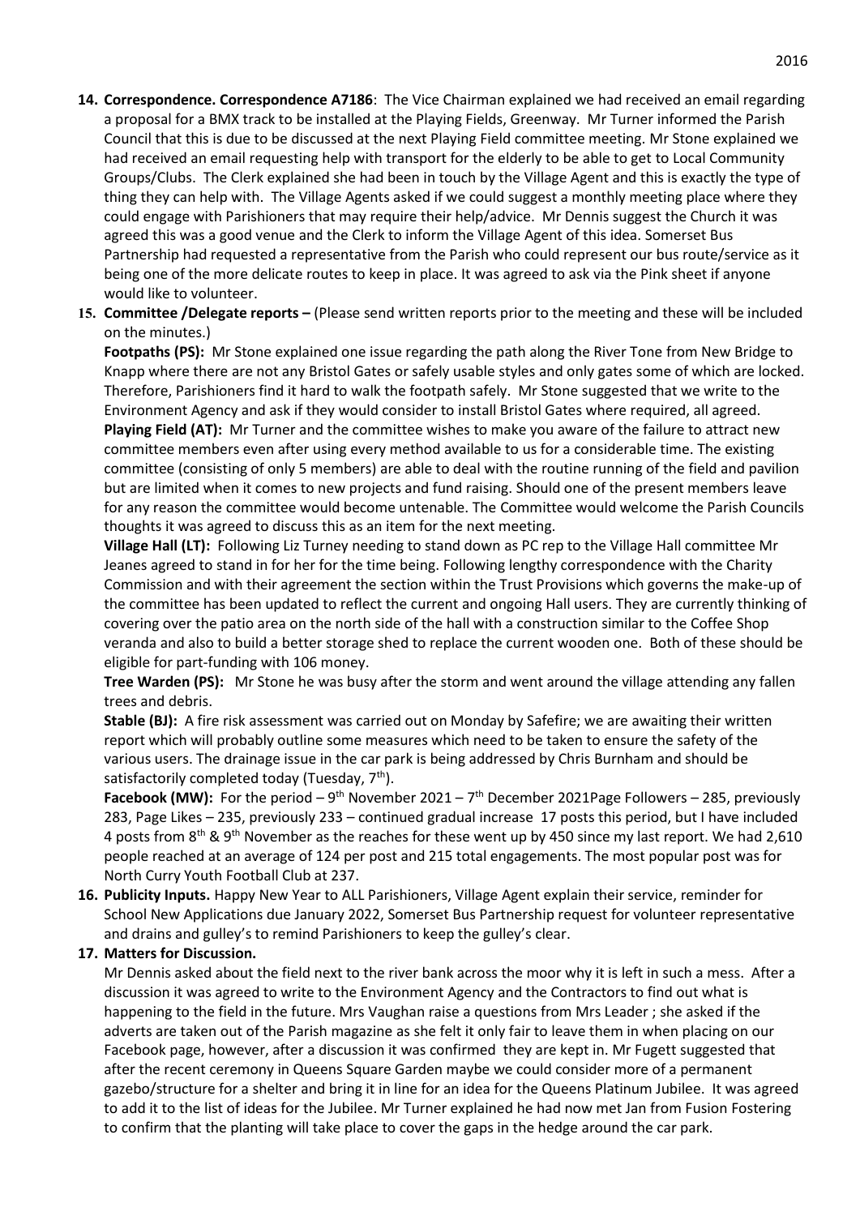14. **Correspondence. Correspondence A7186**: The Vice Chairman explained we had received an email regarding a proposal for a BMX track to be installed at the Playing Fields, Greenway. Mr Turner informed the Parish Council that this is due to be discussed at the next Playing Field committee meeting. Mr Stone explained we had received an email requesting help with transport for the elderly to be able to get to Local Community Groups/Clubs. The Clerk explained she had been in touch by the Village Agent and this is exactly the type of thing they can help with. The Village Agents asked if we could suggest a monthly meeting place where they could engage with Parishioners that may require their help/advice. Mr Dennis suggest the Church it was agreed this was a good venue and the Clerk to inform the Village Agent of this idea. Somerset Bus Partnership had requested a representative from the Parish who could represent our bus route/service as it being one of the more delicate routes to keep in place. It was agreed to ask via the Pink sheet if anyone would like to volunteer.

15. **Committee /Delegate reports –** (Please send written reports prior to the meeting and these will be included on the minutes.)

    **Footpaths (PS):** Mr Stone explained one issue regarding the path along the River Tone from New Bridge to Knapp where there are not any Bristol Gates or safely usable styles and only gates some of which are locked. Therefore, Parishioners find it hard to walk the footpath safely. Mr Stone suggested that we write to the Environment Agency and ask if they would consider to install Bristol Gates where required, all agreed.

    **Playing Field (AT):** Mr Turner and the committee wishes to make you aware of the failure to attract new committee members even after using every method available to us for a considerable time. The existing committee (consisting of only 5 members) are able to deal with the routine running of the field and pavilion but are limited when it comes to new projects and fund raising. Should one of the present members leave for any reason the committee would become untenable. The Committee would welcome the Parish Councils thoughts it was agreed to discuss this as an item for the next meeting.

    **Village Hall (LT):** Following Liz Turney needing to stand down as PC rep to the Village Hall committee Mr Jeanes agreed to stand in for her for the time being. Following lengthy correspondence with the Charity Commission and with their agreement the section within the Trust Provisions which governs the make-up of the committee has been updated to reflect the current and ongoing Hall users. They are currently thinking of covering over the patio area on the north side of the hall with a construction similar to the Coffee Shop veranda and also to build a better storage shed to replace the current wooden one. Both of these should be eligible for part-funding with 106 money.

    **Tree Warden (PS):** Mr Stone he was busy after the storm and went around the village attending any fallen trees and debris.

    **Stable (BJ):** A fire risk assessment was carried out on Monday by Safefire; we are awaiting their written report which will probably outline some measures which need to be taken to ensure the safety of the various users. The drainage issue in the car park is being addressed by Chris Burnham and should be satisfactorily completed today (Tuesday, 7th).

    **Facebook (MW):** For the period – 9th November 2021 – 7th December 2021Page Followers – 285, previously 283, Page Likes – 235, previously 233 – continued gradual increase 17 posts this period, but I have included 4 posts from 8th & 9th November as the reaches for these went up by 450 since my last report. We had 2,610 people reached at an average of 124 per post and 215 total engagements. The most popular post was for North Curry Youth Football Club at 237.

16. **Publicity Inputs.** Happy New Year to ALL Parishioners, Village Agent explain their service, reminder for School New Applications due January 2022, Somerset Bus Partnership request for volunteer representative and drains and gulley's to remind Parishioners to keep the gulley's clear.

17. **Matters for Discussion.**

    Mr Dennis asked about the field next to the river bank across the moor why it is left in such a mess. After a discussion it was agreed to write to the Environment Agency and the Contractors to find out what is happening to the field in the future. Mrs Vaughan raise a questions from Mrs Leader ; she asked if the adverts are taken out of the Parish magazine as she felt it only fair to leave them in when placing on our Facebook page, however, after a discussion it was confirmed they are kept in. Mr Fugett suggested that after the recent ceremony in Queens Square Garden maybe we could consider more of a permanent gazebo/structure for a shelter and bring it in line for an idea for the Queens Platinum Jubilee. It was agreed to add it to the list of ideas for the Jubilee. Mr Turner explained he had now met Jan from Fusion Fostering to confirm that the planting will take place to cover the gaps in the hedge around the car park.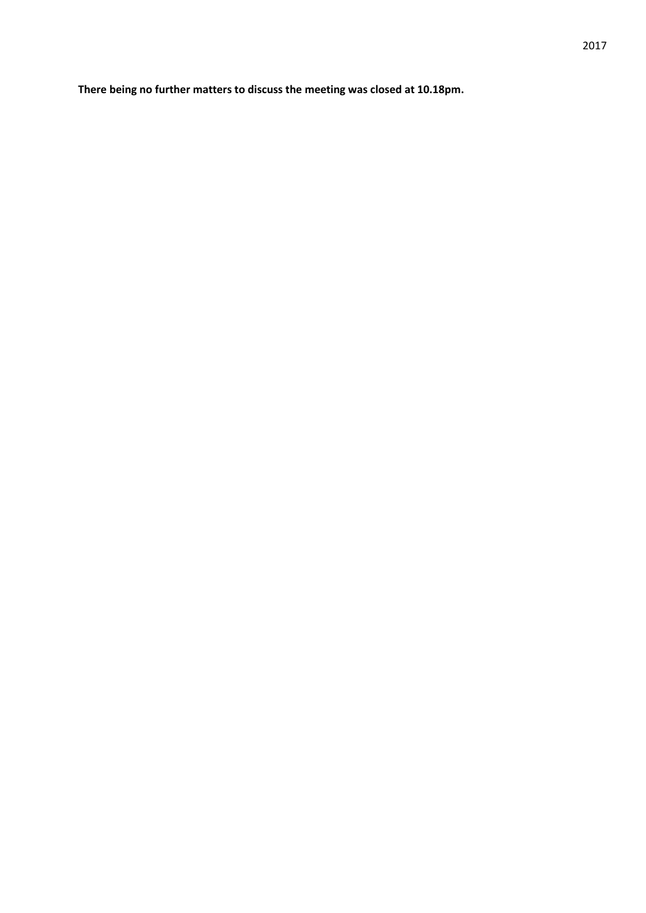**There being no further matters to discuss the meeting was closed at 10.18pm.**